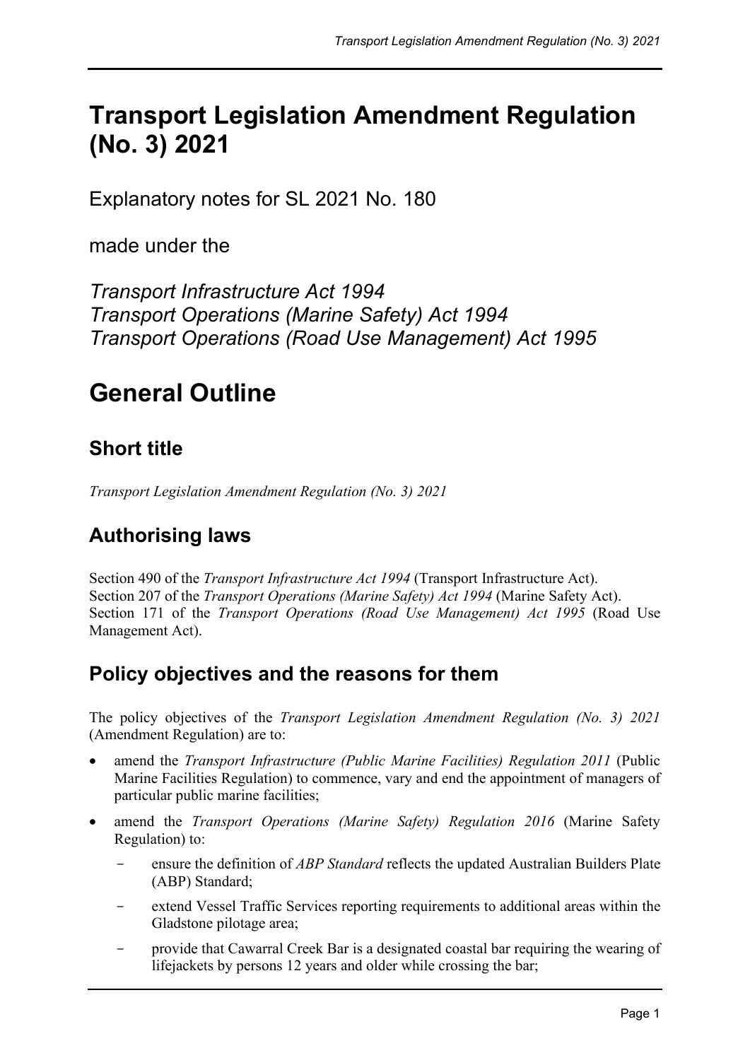# Transport Legislation Amendment Regulation (No. 3) 2021

Explanatory notes for SL 2021 No. 180

made under the

*Transport Infrastructure Act 1994*
*Transport Operations (Marine Safety) Act 1994*
*Transport Operations (Road Use Management) Act 1995*

# General Outline

## Short title

*Transport Legislation Amendment Regulation (No. 3) 2021*

## Authorising laws

Section 490 of the *Transport Infrastructure Act 1994* (Transport Infrastructure Act).
Section 207 of the *Transport Operations (Marine Safety) Act 1994* (Marine Safety Act).
Section 171 of the *Transport Operations (Road Use Management) Act 1995* (Road Use Management Act).

## Policy objectives and the reasons for them

The policy objectives of the *Transport Legislation Amendment Regulation (No. 3) 2021* (Amendment Regulation) are to:

- amend the *Transport Infrastructure (Public Marine Facilities) Regulation 2011* (Public Marine Facilities Regulation) to commence, vary and end the appointment of managers of particular public marine facilities;
- amend the *Transport Operations (Marine Safety) Regulation 2016* (Marine Safety Regulation) to:
  - ensure the definition of *ABP Standard* reflects the updated Australian Builders Plate (ABP) Standard;
  - extend Vessel Traffic Services reporting requirements to additional areas within the Gladstone pilotage area;
  - provide that Cawarral Creek Bar is a designated coastal bar requiring the wearing of lifejackets by persons 12 years and older while crossing the bar;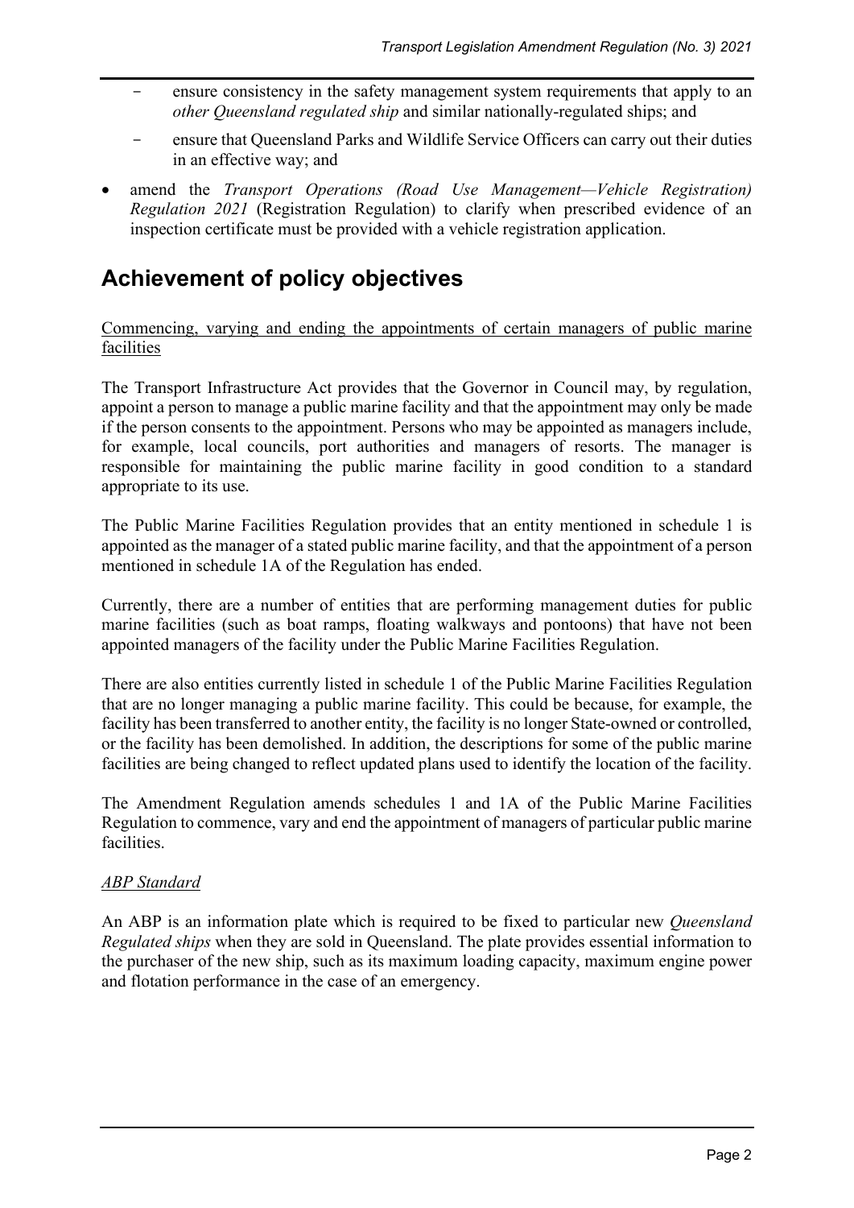- ensure consistency in the safety management system requirements that apply to an *other Queensland regulated ship* and similar nationally-regulated ships; and
  - ensure that Queensland Parks and Wildlife Service Officers can carry out their duties in an effective way; and
- amend the *Transport Operations (Road Use Management—Vehicle Registration) Regulation 2021* (Registration Regulation) to clarify when prescribed evidence of an inspection certificate must be provided with a vehicle registration application.

# Achievement of policy objectives

<u>Commencing, varying and ending the appointments of certain managers of public marine facilities</u>

The Transport Infrastructure Act provides that the Governor in Council may, by regulation, appoint a person to manage a public marine facility and that the appointment may only be made if the person consents to the appointment. Persons who may be appointed as managers include, for example, local councils, port authorities and managers of resorts. The manager is responsible for maintaining the public marine facility in good condition to a standard appropriate to its use.

The Public Marine Facilities Regulation provides that an entity mentioned in schedule 1 is appointed as the manager of a stated public marine facility, and that the appointment of a person mentioned in schedule 1A of the Regulation has ended.

Currently, there are a number of entities that are performing management duties for public marine facilities (such as boat ramps, floating walkways and pontoons) that have not been appointed managers of the facility under the Public Marine Facilities Regulation.

There are also entities currently listed in schedule 1 of the Public Marine Facilities Regulation that are no longer managing a public marine facility. This could be because, for example, the facility has been transferred to another entity, the facility is no longer State-owned or controlled, or the facility has been demolished. In addition, the descriptions for some of the public marine facilities are being changed to reflect updated plans used to identify the location of the facility.

The Amendment Regulation amends schedules 1 and 1A of the Public Marine Facilities Regulation to commence, vary and end the appointment of managers of particular public marine facilities.

<u>*ABP Standard*</u>

An ABP is an information plate which is required to be fixed to particular new *Queensland Regulated ships* when they are sold in Queensland. The plate provides essential information to the purchaser of the new ship, such as its maximum loading capacity, maximum engine power and flotation performance in the case of an emergency.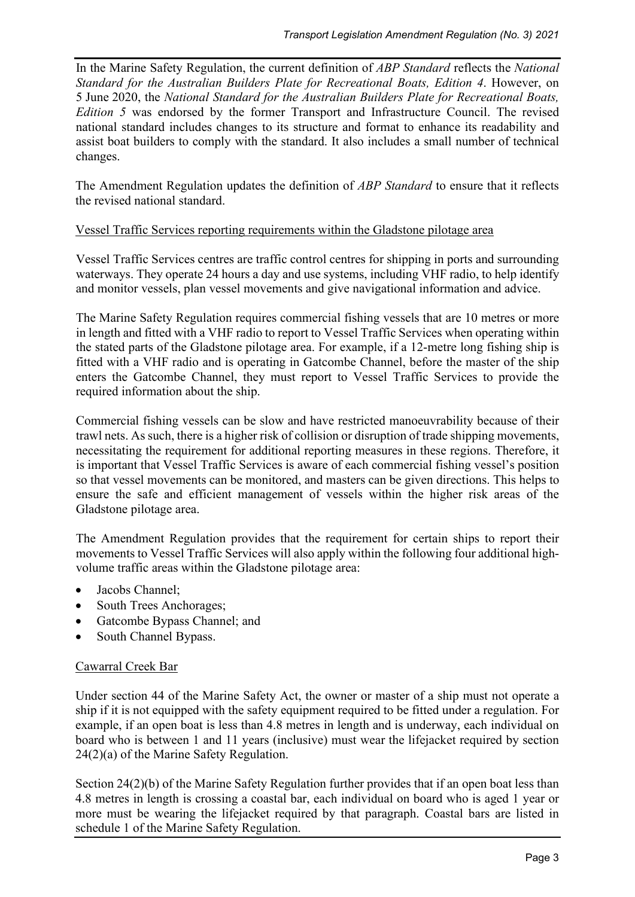In the Marine Safety Regulation, the current definition of *ABP Standard* reflects the *National Standard for the Australian Builders Plate for Recreational Boats, Edition 4*. However, on 5 June 2020, the *National Standard for the Australian Builders Plate for Recreational Boats, Edition 5* was endorsed by the former Transport and Infrastructure Council. The revised national standard includes changes to its structure and format to enhance its readability and assist boat builders to comply with the standard. It also includes a small number of technical changes.

The Amendment Regulation updates the definition of *ABP Standard* to ensure that it reflects the revised national standard.

<u>Vessel Traffic Services reporting requirements within the Gladstone pilotage area</u>

Vessel Traffic Services centres are traffic control centres for shipping in ports and surrounding waterways. They operate 24 hours a day and use systems, including VHF radio, to help identify and monitor vessels, plan vessel movements and give navigational information and advice.

The Marine Safety Regulation requires commercial fishing vessels that are 10 metres or more in length and fitted with a VHF radio to report to Vessel Traffic Services when operating within the stated parts of the Gladstone pilotage area. For example, if a 12-metre long fishing ship is fitted with a VHF radio and is operating in Gatcombe Channel, before the master of the ship enters the Gatcombe Channel, they must report to Vessel Traffic Services to provide the required information about the ship.

Commercial fishing vessels can be slow and have restricted manoeuvrability because of their trawl nets. As such, there is a higher risk of collision or disruption of trade shipping movements, necessitating the requirement for additional reporting measures in these regions. Therefore, it is important that Vessel Traffic Services is aware of each commercial fishing vessel's position so that vessel movements can be monitored, and masters can be given directions. This helps to ensure the safe and efficient management of vessels within the higher risk areas of the Gladstone pilotage area.

The Amendment Regulation provides that the requirement for certain ships to report their movements to Vessel Traffic Services will also apply within the following four additional high-volume traffic areas within the Gladstone pilotage area:

- Jacobs Channel;
- South Trees Anchorages;
- Gatcombe Bypass Channel; and
- South Channel Bypass.

<u>Cawarral Creek Bar</u>

Under section 44 of the Marine Safety Act, the owner or master of a ship must not operate a ship if it is not equipped with the safety equipment required to be fitted under a regulation. For example, if an open boat is less than 4.8 metres in length and is underway, each individual on board who is between 1 and 11 years (inclusive) must wear the lifejacket required by section 24(2)(a) of the Marine Safety Regulation.

Section 24(2)(b) of the Marine Safety Regulation further provides that if an open boat less than 4.8 metres in length is crossing a coastal bar, each individual on board who is aged 1 year or more must be wearing the lifejacket required by that paragraph. Coastal bars are listed in schedule 1 of the Marine Safety Regulation.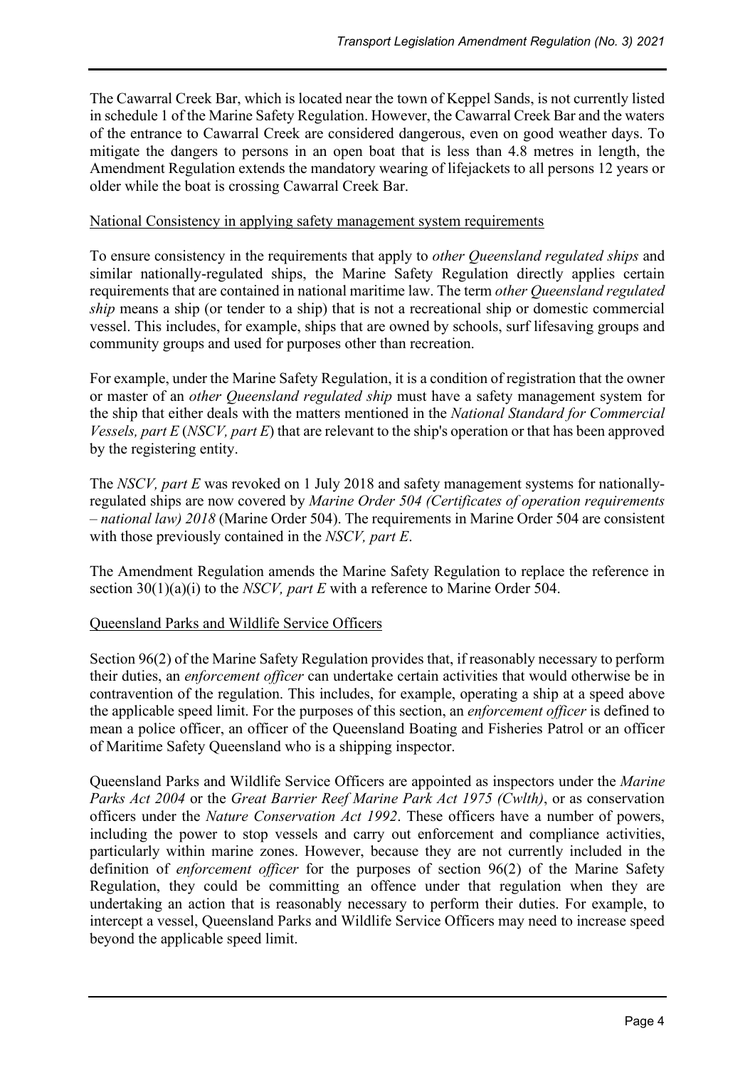The Cawarral Creek Bar, which is located near the town of Keppel Sands, is not currently listed in schedule 1 of the Marine Safety Regulation. However, the Cawarral Creek Bar and the waters of the entrance to Cawarral Creek are considered dangerous, even on good weather days. To mitigate the dangers to persons in an open boat that is less than 4.8 metres in length, the Amendment Regulation extends the mandatory wearing of lifejackets to all persons 12 years or older while the boat is crossing Cawarral Creek Bar.

### National Consistency in applying safety management system requirements

To ensure consistency in the requirements that apply to *other Queensland regulated ships* and similar nationally-regulated ships, the Marine Safety Regulation directly applies certain requirements that are contained in national maritime law. The term *other Queensland regulated ship* means a ship (or tender to a ship) that is not a recreational ship or domestic commercial vessel. This includes, for example, ships that are owned by schools, surf lifesaving groups and community groups and used for purposes other than recreation.

For example, under the Marine Safety Regulation, it is a condition of registration that the owner or master of an *other Queensland regulated ship* must have a safety management system for the ship that either deals with the matters mentioned in the *National Standard for Commercial Vessels, part E* (*NSCV, part E*) that are relevant to the ship's operation or that has been approved by the registering entity.

The *NSCV, part E* was revoked on 1 July 2018 and safety management systems for nationally-regulated ships are now covered by *Marine Order 504 (Certificates of operation requirements – national law) 2018* (Marine Order 504). The requirements in Marine Order 504 are consistent with those previously contained in the *NSCV, part E*.

The Amendment Regulation amends the Marine Safety Regulation to replace the reference in section 30(1)(a)(i) to the *NSCV, part E* with a reference to Marine Order 504.

### Queensland Parks and Wildlife Service Officers

Section 96(2) of the Marine Safety Regulation provides that, if reasonably necessary to perform their duties, an *enforcement officer* can undertake certain activities that would otherwise be in contravention of the regulation. This includes, for example, operating a ship at a speed above the applicable speed limit. For the purposes of this section, an *enforcement officer* is defined to mean a police officer, an officer of the Queensland Boating and Fisheries Patrol or an officer of Maritime Safety Queensland who is a shipping inspector.

Queensland Parks and Wildlife Service Officers are appointed as inspectors under the *Marine Parks Act 2004* or the *Great Barrier Reef Marine Park Act 1975 (Cwlth)*, or as conservation officers under the *Nature Conservation Act 1992*. These officers have a number of powers, including the power to stop vessels and carry out enforcement and compliance activities, particularly within marine zones. However, because they are not currently included in the definition of *enforcement officer* for the purposes of section 96(2) of the Marine Safety Regulation, they could be committing an offence under that regulation when they are undertaking an action that is reasonably necessary to perform their duties. For example, to intercept a vessel, Queensland Parks and Wildlife Service Officers may need to increase speed beyond the applicable speed limit.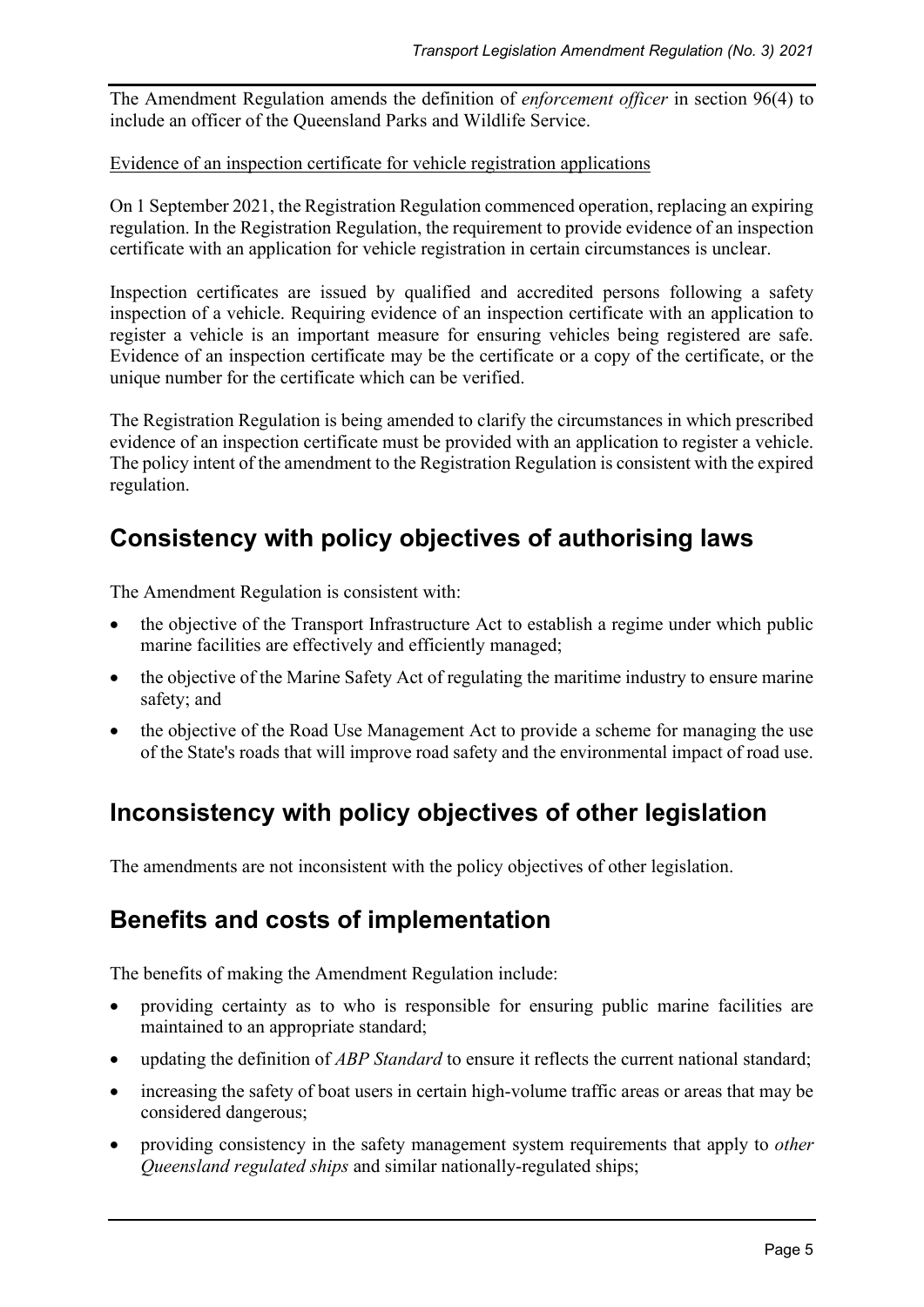The Amendment Regulation amends the definition of *enforcement officer* in section 96(4) to include an officer of the Queensland Parks and Wildlife Service.

Evidence of an inspection certificate for vehicle registration applications

On 1 September 2021, the Registration Regulation commenced operation, replacing an expiring regulation. In the Registration Regulation, the requirement to provide evidence of an inspection certificate with an application for vehicle registration in certain circumstances is unclear.

Inspection certificates are issued by qualified and accredited persons following a safety inspection of a vehicle. Requiring evidence of an inspection certificate with an application to register a vehicle is an important measure for ensuring vehicles being registered are safe. Evidence of an inspection certificate may be the certificate or a copy of the certificate, or the unique number for the certificate which can be verified.

The Registration Regulation is being amended to clarify the circumstances in which prescribed evidence of an inspection certificate must be provided with an application to register a vehicle. The policy intent of the amendment to the Registration Regulation is consistent with the expired regulation.

## Consistency with policy objectives of authorising laws

The Amendment Regulation is consistent with:

- the objective of the Transport Infrastructure Act to establish a regime under which public marine facilities are effectively and efficiently managed;
- the objective of the Marine Safety Act of regulating the maritime industry to ensure marine safety; and
- the objective of the Road Use Management Act to provide a scheme for managing the use of the State's roads that will improve road safety and the environmental impact of road use.

## Inconsistency with policy objectives of other legislation

The amendments are not inconsistent with the policy objectives of other legislation.

## Benefits and costs of implementation

The benefits of making the Amendment Regulation include:

- providing certainty as to who is responsible for ensuring public marine facilities are maintained to an appropriate standard;
- updating the definition of *ABP Standard* to ensure it reflects the current national standard;
- increasing the safety of boat users in certain high-volume traffic areas or areas that may be considered dangerous;
- providing consistency in the safety management system requirements that apply to *other Queensland regulated ships* and similar nationally-regulated ships;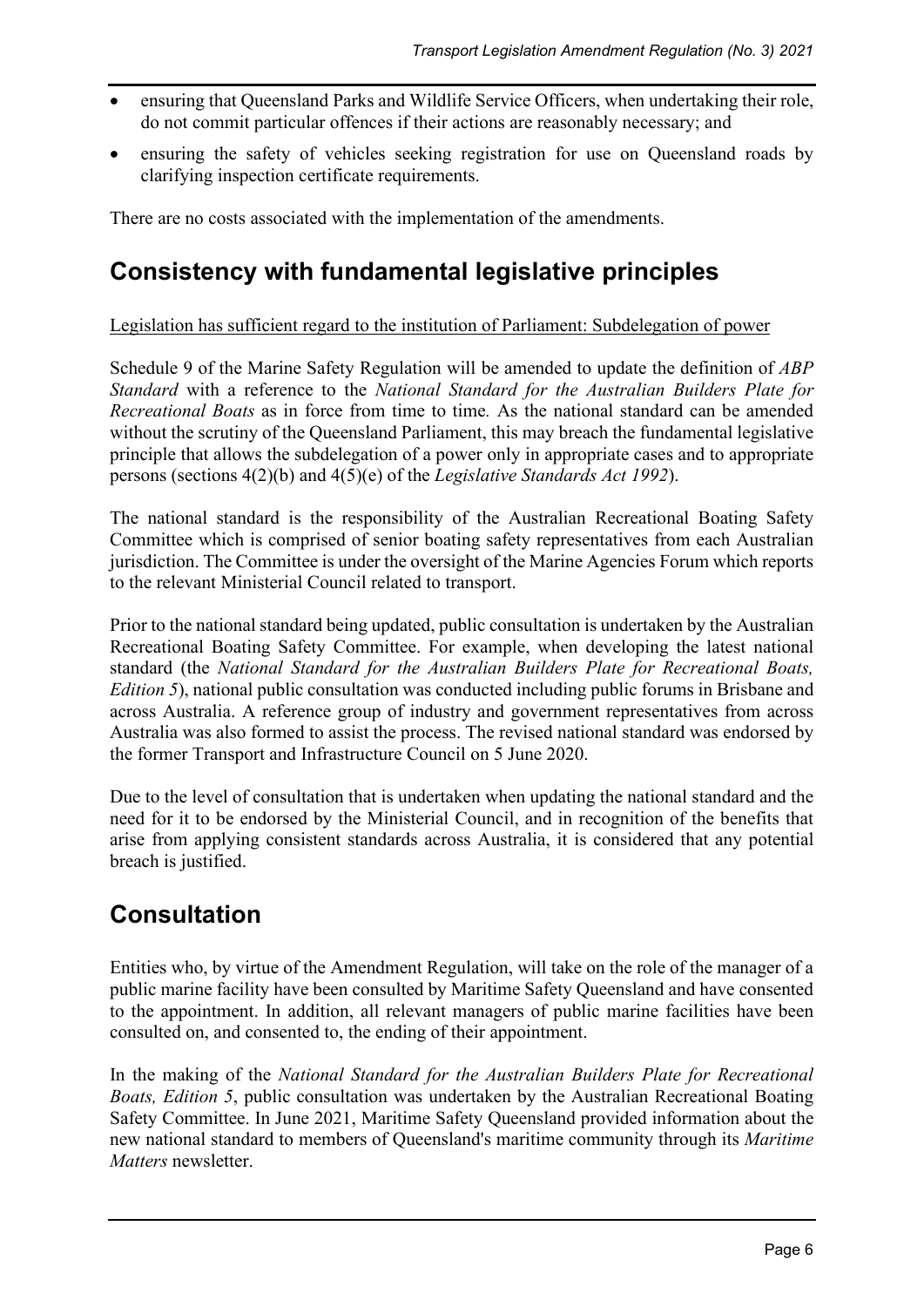- ensuring that Queensland Parks and Wildlife Service Officers, when undertaking their role, do not commit particular offences if their actions are reasonably necessary; and
- ensuring the safety of vehicles seeking registration for use on Queensland roads by clarifying inspection certificate requirements.

There are no costs associated with the implementation of the amendments.

## Consistency with fundamental legislative principles

Legislation has sufficient regard to the institution of Parliament: Subdelegation of power

Schedule 9 of the Marine Safety Regulation will be amended to update the definition of *ABP Standard* with a reference to the *National Standard for the Australian Builders Plate for Recreational Boats* as in force from time to time. As the national standard can be amended without the scrutiny of the Queensland Parliament, this may breach the fundamental legislative principle that allows the subdelegation of a power only in appropriate cases and to appropriate persons (sections 4(2)(b) and 4(5)(e) of the *Legislative Standards Act 1992*).

The national standard is the responsibility of the Australian Recreational Boating Safety Committee which is comprised of senior boating safety representatives from each Australian jurisdiction. The Committee is under the oversight of the Marine Agencies Forum which reports to the relevant Ministerial Council related to transport.

Prior to the national standard being updated, public consultation is undertaken by the Australian Recreational Boating Safety Committee. For example, when developing the latest national standard (the *National Standard for the Australian Builders Plate for Recreational Boats, Edition 5*), national public consultation was conducted including public forums in Brisbane and across Australia. A reference group of industry and government representatives from across Australia was also formed to assist the process. The revised national standard was endorsed by the former Transport and Infrastructure Council on 5 June 2020.

Due to the level of consultation that is undertaken when updating the national standard and the need for it to be endorsed by the Ministerial Council, and in recognition of the benefits that arise from applying consistent standards across Australia, it is considered that any potential breach is justified.

## Consultation

Entities who, by virtue of the Amendment Regulation, will take on the role of the manager of a public marine facility have been consulted by Maritime Safety Queensland and have consented to the appointment. In addition, all relevant managers of public marine facilities have been consulted on, and consented to, the ending of their appointment.

In the making of the *National Standard for the Australian Builders Plate for Recreational Boats, Edition 5*, public consultation was undertaken by the Australian Recreational Boating Safety Committee. In June 2021, Maritime Safety Queensland provided information about the new national standard to members of Queensland's maritime community through its *Maritime Matters* newsletter.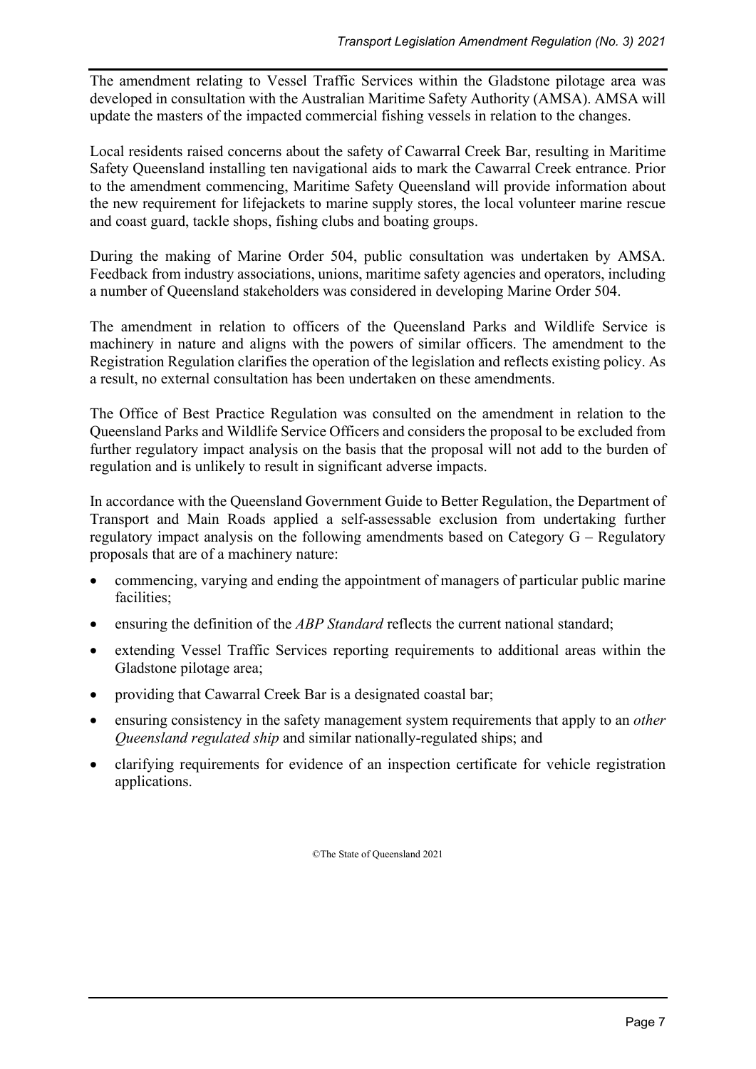The amendment relating to Vessel Traffic Services within the Gladstone pilotage area was developed in consultation with the Australian Maritime Safety Authority (AMSA). AMSA will update the masters of the impacted commercial fishing vessels in relation to the changes.

Local residents raised concerns about the safety of Cawarral Creek Bar, resulting in Maritime Safety Queensland installing ten navigational aids to mark the Cawarral Creek entrance. Prior to the amendment commencing, Maritime Safety Queensland will provide information about the new requirement for lifejackets to marine supply stores, the local volunteer marine rescue and coast guard, tackle shops, fishing clubs and boating groups.

During the making of Marine Order 504, public consultation was undertaken by AMSA. Feedback from industry associations, unions, maritime safety agencies and operators, including a number of Queensland stakeholders was considered in developing Marine Order 504.

The amendment in relation to officers of the Queensland Parks and Wildlife Service is machinery in nature and aligns with the powers of similar officers. The amendment to the Registration Regulation clarifies the operation of the legislation and reflects existing policy. As a result, no external consultation has been undertaken on these amendments.

The Office of Best Practice Regulation was consulted on the amendment in relation to the Queensland Parks and Wildlife Service Officers and considers the proposal to be excluded from further regulatory impact analysis on the basis that the proposal will not add to the burden of regulation and is unlikely to result in significant adverse impacts.

In accordance with the Queensland Government Guide to Better Regulation, the Department of Transport and Main Roads applied a self-assessable exclusion from undertaking further regulatory impact analysis on the following amendments based on Category G – Regulatory proposals that are of a machinery nature:

- commencing, varying and ending the appointment of managers of particular public marine facilities;
- ensuring the definition of the *ABP Standard* reflects the current national standard;
- extending Vessel Traffic Services reporting requirements to additional areas within the Gladstone pilotage area;
- providing that Cawarral Creek Bar is a designated coastal bar;
- ensuring consistency in the safety management system requirements that apply to an *other Queensland regulated ship* and similar nationally-regulated ships; and
- clarifying requirements for evidence of an inspection certificate for vehicle registration applications.

©The State of Queensland 2021